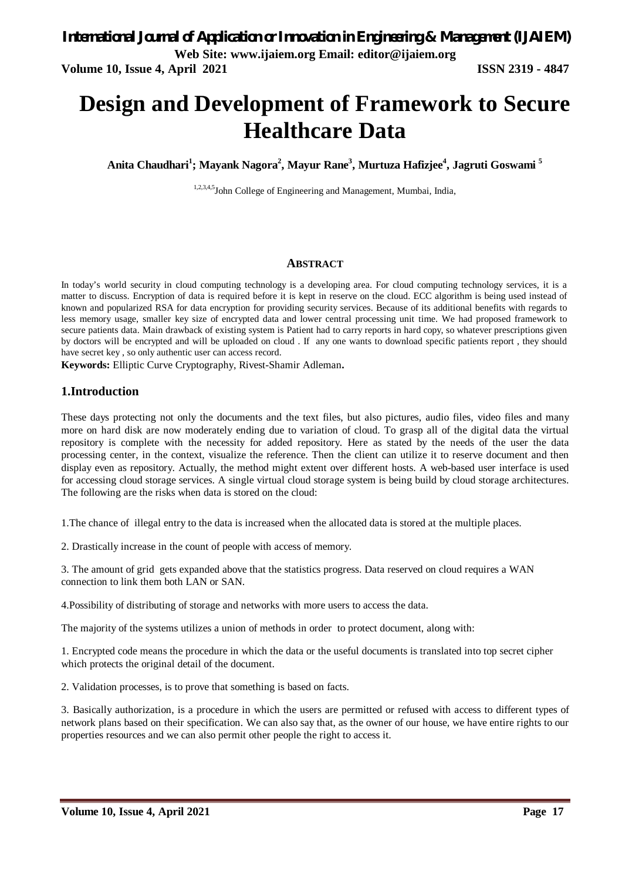# Design and Development of Framework to Secure Healthcare Data

**Anita Chaudhari[1]; Mayank Nagora[2], Mayur Rane[3], Murtuza Hafizjee[4], Jagruti Goswami [5]**

[1,2,3,4,5]John College of Engineering and Management, Mumbai, India,

## ABSTRACT

In today's world security in cloud computing technology is a developing area. For cloud computing technology services, it is a matter to discuss. Encryption of data is required before it is kept in reserve on the cloud. ECC algorithm is being used instead of known and popularized RSA for data encryption for providing security services. Because of its additional benefits with regards to less memory usage, smaller key size of encrypted data and lower central processing unit time. We had proposed framework to secure patients data. Main drawback of existing system is Patient had to carry reports in hard copy, so whatever prescriptions given by doctors will be encrypted and will be uploaded on cloud . If any one wants to download specific patients report , they should have secret key , so only authentic user can access record.

**Keywords:** Elliptic Curve Cryptography, Rivest-Shamir Adleman**.**

## 1.Introduction

These days protecting not only the documents and the text files, but also pictures, audio files, video files and many more on hard disk are now moderately ending due to variation of cloud. To grasp all of the digital data the virtual repository is complete with the necessity for added repository. Here as stated by the needs of the user the data processing center, in the context, visualize the reference. Then the client can utilize it to reserve document and then display even as repository. Actually, the method might extent over different hosts. A web-based user interface is used for accessing cloud storage services. A single virtual cloud storage system is being build by cloud storage architectures. The following are the risks when data is stored on the cloud:

1.The chance of illegal entry to the data is increased when the allocated data is stored at the multiple places.

2. Drastically increase in the count of people with access of memory.

3. The amount of grid gets expanded above that the statistics progress. Data reserved on cloud requires a WAN connection to link them both LAN or SAN.

4.Possibility of distributing of storage and networks with more users to access the data.

The majority of the systems utilizes a union of methods in order to protect document, along with:

1. Encrypted code means the procedure in which the data or the useful documents is translated into top secret cipher which protects the original detail of the document.

2. Validation processes, is to prove that something is based on facts.

3. Basically authorization, is a procedure in which the users are permitted or refused with access to different types of network plans based on their specification. We can also say that, as the owner of our house, we have entire rights to our properties resources and we can also permit other people the right to access it.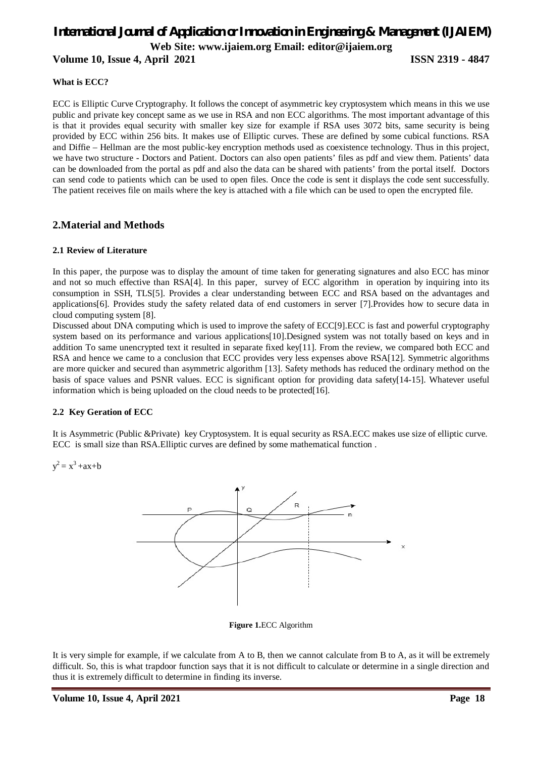**What is ECC?**

ECC is Elliptic Curve Cryptography. It follows the concept of asymmetric key cryptosystem which means in this we use public and private key concept same as we use in RSA and non ECC algorithms. The most important advantage of this is that it provides equal security with smaller key size for example if RSA uses 3072 bits, same security is being provided by ECC within 256 bits. It makes use of Elliptic curves. These are defined by some cubical functions. RSA and Diffie – Hellman are the most public-key encryption methods used as coexistence technology. Thus in this project, we have two structure - Doctors and Patient. Doctors can also open patients' files as pdf and view them. Patients' data can be downloaded from the portal as pdf and also the data can be shared with patients' from the portal itself. Doctors can send code to patients which can be used to open files. Once the code is sent it displays the code sent successfully. The patient receives file on mails where the key is attached with a file which can be used to open the encrypted file.

## 2.Material and Methods

### 2.1 Review of Literature

In this paper, the purpose was to display the amount of time taken for generating signatures and also ECC has minor and not so much effective than RSA[4]. In this paper, survey of ECC algorithm in operation by inquiring into its consumption in SSH, TLS[5]. Provides a clear understanding between ECC and RSA based on the advantages and applications[6]. Provides study the safety related data of end customers in server [7].Provides how to secure data in cloud computing system [8].

Discussed about DNA computing which is used to improve the safety of ECC[9].ECC is fast and powerful cryptography system based on its performance and various applications[10].Designed system was not totally based on keys and in addition To same unencrypted text it resulted in separate fixed key[11]. From the review, we compared both ECC and RSA and hence we came to a conclusion that ECC provides very less expenses above RSA[12]. Symmetric algorithms are more quicker and secured than asymmetric algorithm [13]. Safety methods has reduced the ordinary method on the basis of space values and PSNR values. ECC is significant option for providing data safety[14-15]. Whatever useful information which is being uploaded on the cloud needs to be protected[16].

### 2.2 Key Geration of ECC

It is Asymmetric (Public &Private) key Cryptosystem. It is equal security as RSA.ECC makes use size of elliptic curve. ECC is small size than RSA.Elliptic curves are defined by some mathematical function .

$$y^2 = x^3 + ax + b$$

**Figure 1.**ECC Algorithm

It is very simple for example, if we calculate from A to B, then we cannot calculate from B to A, as it will be extremely difficult. So, this is what trapdoor function says that it is not difficult to calculate or determine in a single direction and thus it is extremely difficult to determine in finding its inverse.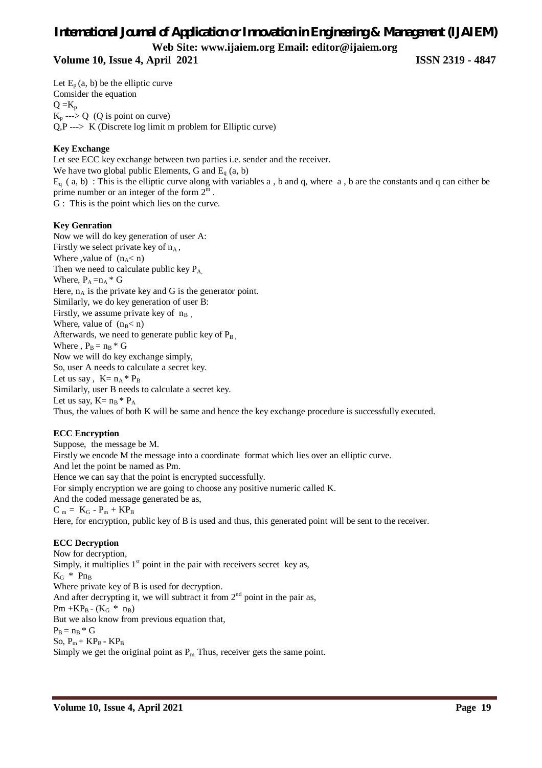Let $E_p$ (a, b) be the elliptic curve

Comsider the equation

$Q = K_p$

$K_p$ ---> Q (Q is point on curve)

Q,P ---> K (Discrete log limit m problem for Elliptic curve)

**Key Exchange**

Let see ECC key exchange between two parties i.e. sender and the receiver.

We have two global public Elements, G and $E_q$ (a, b)

$E_q$ ( a, b) : This is the elliptic curve along with variables a , b and q, where a , b are the constants and q can either be prime number or an integer of the form $2^m$ .

G : This is the point which lies on the curve.

**Key Genration**

Now we will do key generation of user A:

Firstly we select private key of $n_A$ ,

Where ,value of ($n_A < n$)

Then we need to calculate public key $P_A$,

Where, $P_A = n_A * G$

Here, $n_A$ is the private key and G is the generator point.

Similarly, we do key generation of user B:

Firstly, we assume private key of $n_B$ ,

Where, value of ($n_B < n$)

Afterwards, we need to generate public key of $P_B$ ,

Where , $P_B = n_B * G$

Now we will do key exchange simply,

So, user A needs to calculate a secret key.

Let us say , $K = n_A * P_B$

Similarly, user B needs to calculate a secret key.

Let us say, $K = n_B * P_A$

Thus, the values of both K will be same and hence the key exchange procedure is successfully executed.

**ECC Encryption**

Suppose, the message be M.

Firstly we encode M the message into a coordinate format which lies over an elliptic curve.

And let the point be named as Pm.

Hence we can say that the point is encrypted successfully.

For simply encryption we are going to choose any positive numeric called K.

And the coded message generated be as,

$C_m = K_G - P_m + KP_B$

Here, for encryption, public key of B is used and thus, this generated point will be sent to the receiver.

**ECC Decryption**

Now for decryption,

Simply, it multiplies 1st point in the pair with receivers secret key as,

$K_G * Pn_B$

Where private key of B is used for decryption.

And after decrypting it, we will subtract it from 2nd point in the pair as,

$Pm + KP_B - (K_G * n_B)$

But we also know from previous equation that,

$P_B = n_B * G$

So, $P_m + KP_B - KP_B$

Simply we get the original point as $P_m$. Thus, receiver gets the same point.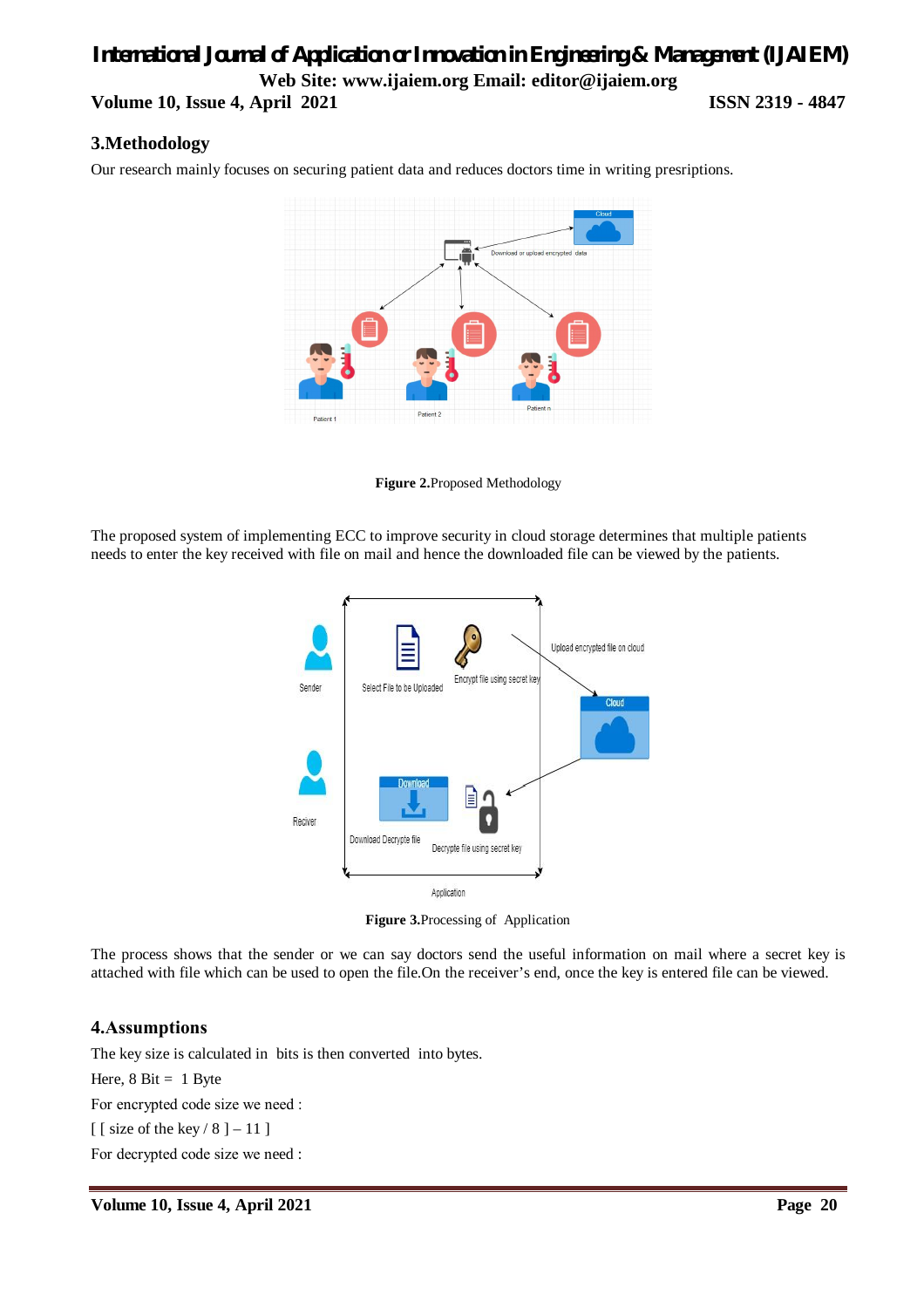## 3.Methodology

Our research mainly focuses on securing patient data and reduces doctors time in writing presriptions.

**Figure 2.**Proposed Methodology

The proposed system of implementing ECC to improve security in cloud storage determines that multiple patients needs to enter the key received with file on mail and hence the downloaded file can be viewed by the patients.

**Figure 3.**Processing of Application

The process shows that the sender or we can say doctors send the useful information on mail where a secret key is attached with file which can be used to open the file.On the receiver's end, once the key is entered file can be viewed.

## 4.Assumptions

The key size is calculated in bits is then converted into bytes.

Here, 8 Bit = 1 Byte

For encrypted code size we need :

[ [ size of the key / 8 ] – 11 ]

For decrypted code size we need :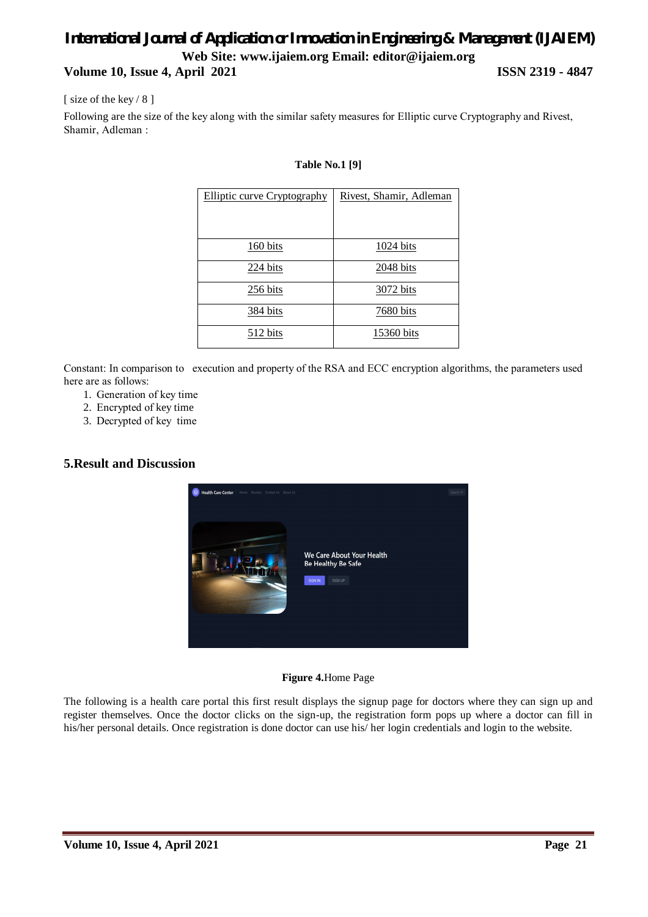[ size of the key / 8 ]

Following are the size of the key along with the similar safety measures for Elliptic curve Cryptography and Rivest, Shamir, Adleman :

**Table No.1 [9]**

| Elliptic curve Cryptography | Rivest, Shamir, Adleman |
|---|---|
| 160 bits | 1024 bits |
| 224 bits | 2048 bits |
| 256 bits | 3072 bits |
| 384 bits | 7680 bits |
| 512 bits | 15360 bits |

Constant: In comparison to execution and property of the RSA and ECC encryption algorithms, the parameters used here are as follows:

1. Generation of key time
2. Encrypted of key time
3. Decrypted of key time

## 5.Result and Discussion

**Figure 4.**Home Page

The following is a health care portal this first result displays the signup page for doctors where they can sign up and register themselves. Once the doctor clicks on the sign-up, the registration form pops up where a doctor can fill in his/her personal details. Once registration is done doctor can use his/ her login credentials and login to the website.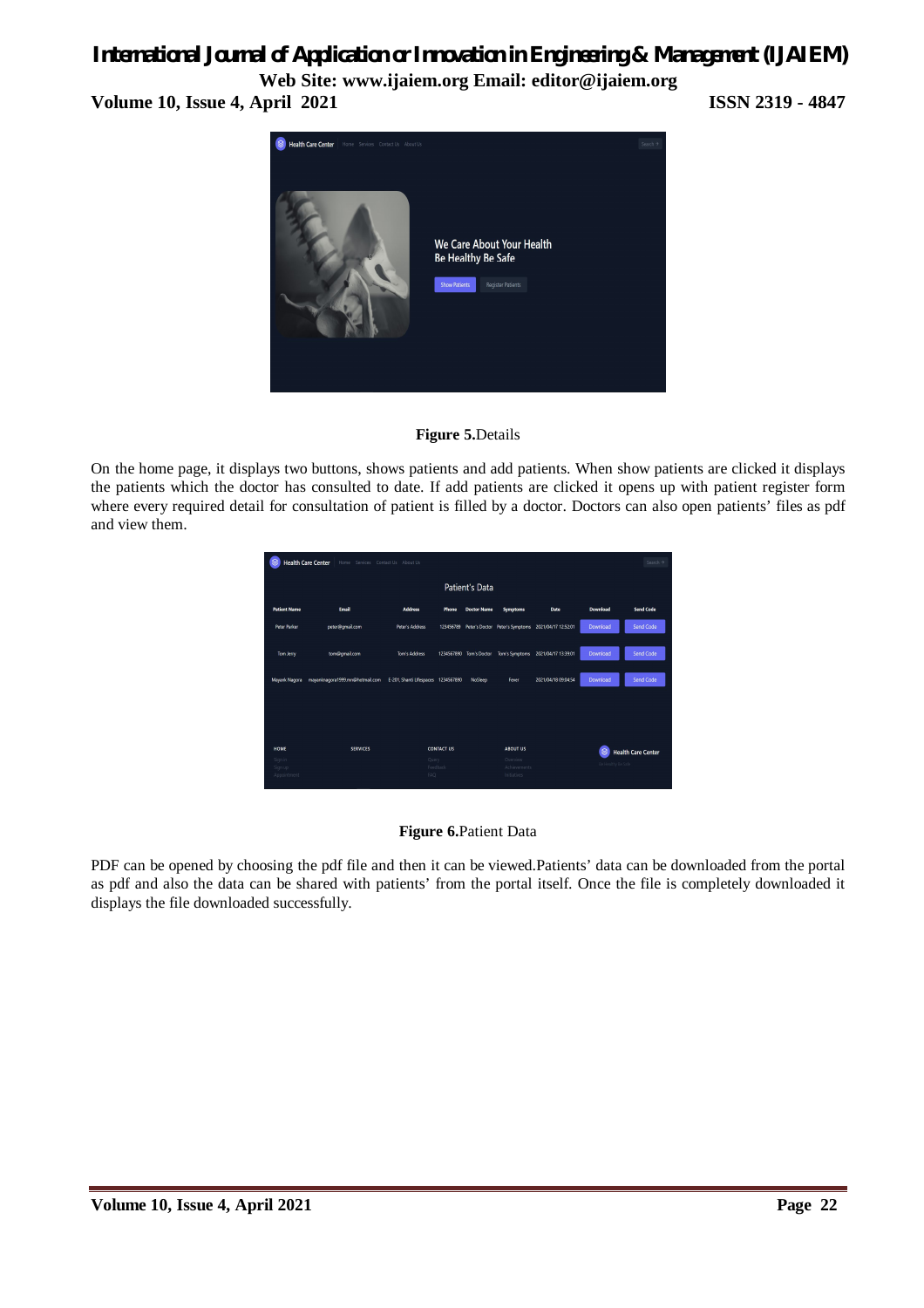**Figure 5.**Details

On the home page, it displays two buttons, shows patients and add patients. When show patients are clicked it displays the patients which the doctor has consulted to date. If add patients are clicked it opens up with patient register form where every required detail for consultation of patient is filled by a doctor. Doctors can also open patients' files as pdf and view them.

**Figure 6.**Patient Data

PDF can be opened by choosing the pdf file and then it can be viewed.Patients' data can be downloaded from the portal as pdf and also the data can be shared with patients' from the portal itself. Once the file is completely downloaded it displays the file downloaded successfully.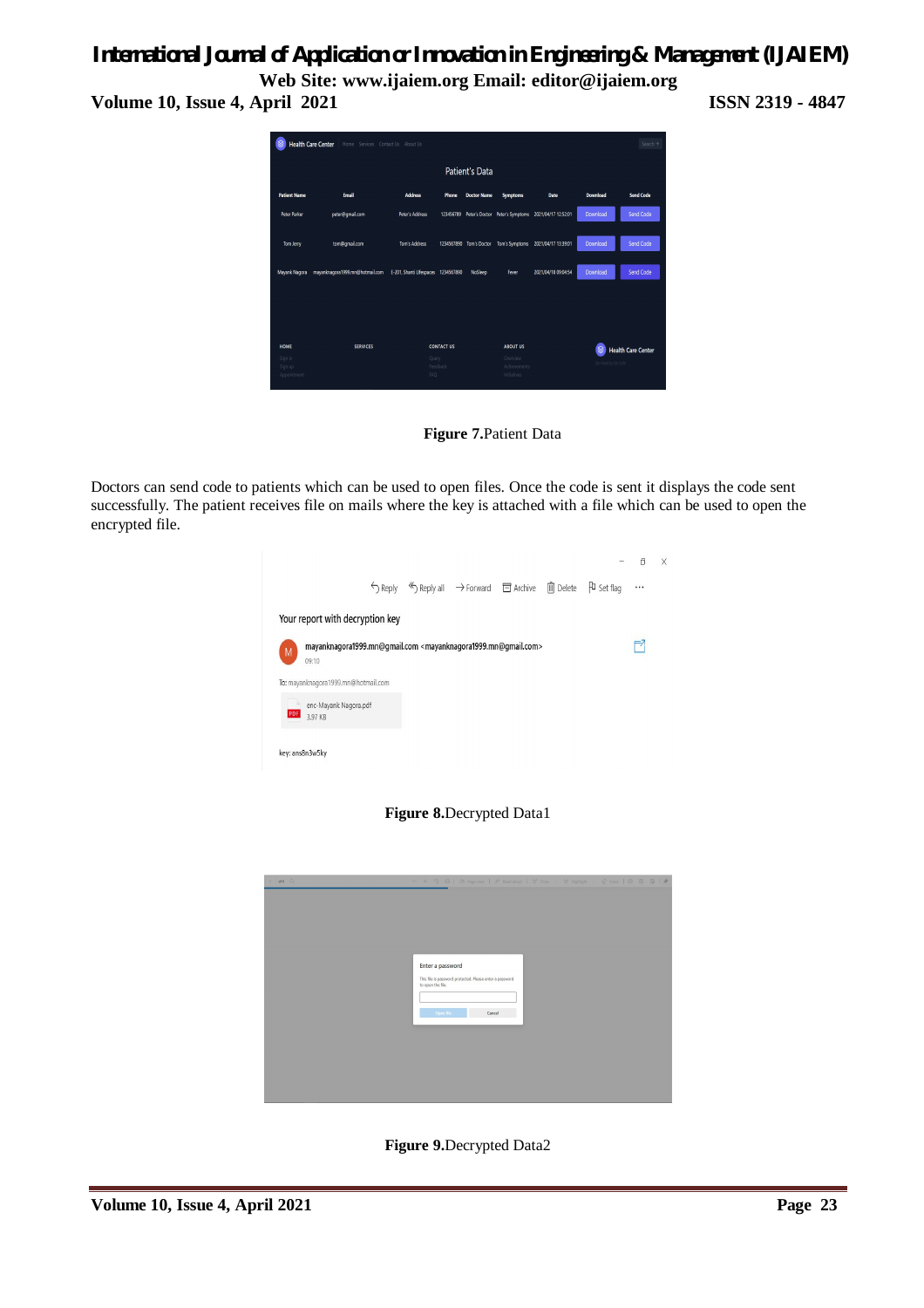Figure 7.Patient Data

Doctors can send code to patients which can be used to open files. Once the code is sent it displays the code sent successfully. The patient receives file on mails where the key is attached with a file which can be used to open the encrypted file.

Figure 8.Decrypted Data1

Figure 9.Decrypted Data2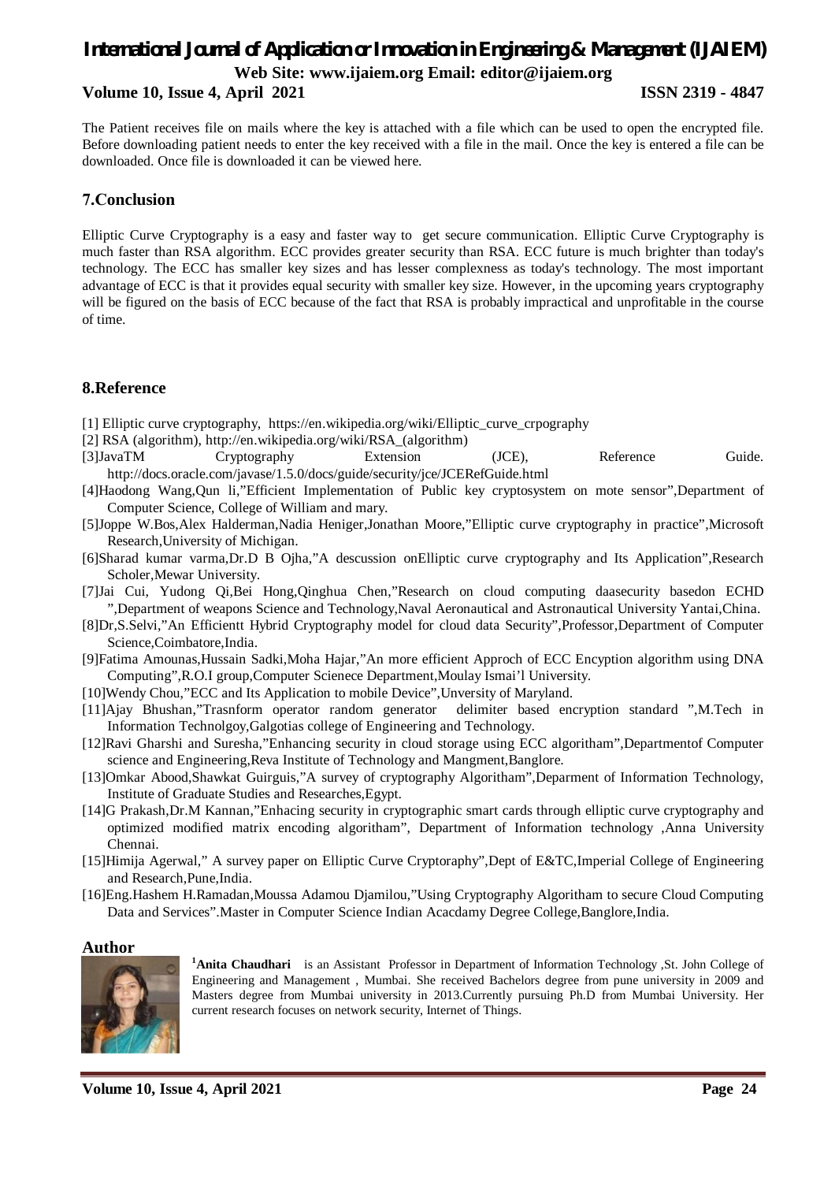The Patient receives file on mails where the key is attached with a file which can be used to open the encrypted file. Before downloading patient needs to enter the key received with a file in the mail. Once the key is entered a file can be downloaded. Once file is downloaded it can be viewed here.

## 7.Conclusion

Elliptic Curve Cryptography is a easy and faster way to get secure communication. Elliptic Curve Cryptography is much faster than RSA algorithm. ECC provides greater security than RSA. ECC future is much brighter than today's technology. The ECC has smaller key sizes and has lesser complexness as today's technology. The most important advantage of ECC is that it provides equal security with smaller key size. However, in the upcoming years cryptography will be figured on the basis of ECC because of the fact that RSA is probably impractical and unprofitable in the course of time.

## 8.Reference

[1] Elliptic curve cryptography, https://en.wikipedia.org/wiki/Elliptic_curve_crpography

[2] RSA (algorithm), http://en.wikipedia.org/wiki/RSA_(algorithm)

[3]JavaTM Cryptography Extension (JCE), Reference Guide. http://docs.oracle.com/javase/1.5.0/docs/guide/security/jce/JCERefGuide.html

[4]Haodong Wang,Qun li,"Efficient Implementation of Public key cryptosystem on mote sensor",Department of Computer Science, College of William and mary.

[5]Joppe W.Bos,Alex Halderman,Nadia Heniger,Jonathan Moore,"Elliptic curve cryptography in practice",Microsoft Research,University of Michigan.

[6]Sharad kumar varma,Dr.D B Ojha,"A descussion onElliptic curve cryptography and Its Application",Research Scholer,Mewar University.

[7]Jai Cui, Yudong Qi,Bei Hong,Qinghua Chen,"Research on cloud computing daasecurity basedon ECHD ",Department of weapons Science and Technology,Naval Aeronautical and Astronautical University Yantai,China.

[8]Dr,S.Selvi,"An Efficientt Hybrid Cryptography model for cloud data Security",Professor,Department of Computer Science,Coimbatore,India.

[9]Fatima Amounas,Hussain Sadki,Moha Hajar,"An more efficient Approch of ECC Encyption algorithm using DNA Computing",R.O.I group,Computer Scienece Department,Moulay Ismai'l University.

[10]Wendy Chou,"ECC and Its Application to mobile Device",Unversity of Maryland.

[11]Ajay Bhushan,"Trasnform operator random generator delimiter based encryption standard ",M.Tech in Information Technolgoy,Galgotias college of Engineering and Technology.

[12]Ravi Gharshi and Suresha,"Enhancing security in cloud storage using ECC algoritham",Departmentof Computer science and Engineering,Reva Institute of Technology and Mangment,Banglore.

[13]Omkar Abood,Shawkat Guirguis,"A survey of cryptography Algoritham",Deparment of Information Technology, Institute of Graduate Studies and Researches,Egypt.

[14]G Prakash,Dr.M Kannan,"Enhacing security in cryptographic smart cards through elliptic curve cryptography and optimized modified matrix encoding algoritham", Department of Information technology ,Anna University Chennai.

[15]Himija Agerwal," A survey paper on Elliptic Curve Cryptoraphy",Dept of E&TC,Imperial College of Engineering and Research,Pune,India.

[16]Eng.Hashem H.Ramadan,Moussa Adamou Djamilou,"Using Cryptography Algoritham to secure Cloud Computing Data and Services".Master in Computer Science Indian Acacdamy Degree College,Banglore,India.

## Author

[1]**Anita Chaudhari** is an Assistant Professor in Department of Information Technology ,St. John College of Engineering and Management , Mumbai. She received Bachelors degree from pune university in 2009 and Masters degree from Mumbai university in 2013.Currently pursuing Ph.D from Mumbai University. Her current research focuses on network security, Internet of Things.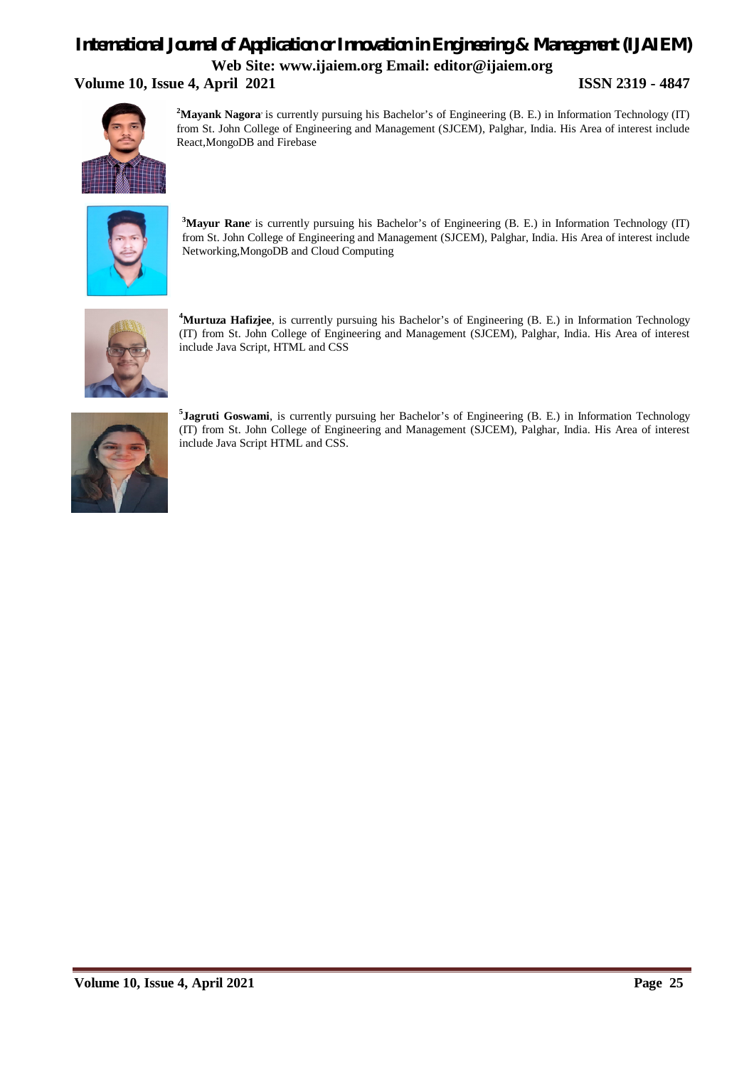[2]**Mayank Nagora** is currently pursuing his Bachelor's of Engineering (B. E.) in Information Technology (IT) from St. John College of Engineering and Management (SJCEM), Palghar, India. His Area of interest include React,MongoDB and Firebase

[3]**Mayur Rane** is currently pursuing his Bachelor's of Engineering (B. E.) in Information Technology (IT) from St. John College of Engineering and Management (SJCEM), Palghar, India. His Area of interest include Networking,MongoDB and Cloud Computing

[4]**Murtuza Hafizjee**, is currently pursuing his Bachelor's of Engineering (B. E.) in Information Technology (IT) from St. John College of Engineering and Management (SJCEM), Palghar, India. His Area of interest include Java Script, HTML and CSS

[5]**Jagruti Goswami**, is currently pursuing her Bachelor's of Engineering (B. E.) in Information Technology (IT) from St. John College of Engineering and Management (SJCEM), Palghar, India. His Area of interest include Java Script HTML and CSS.